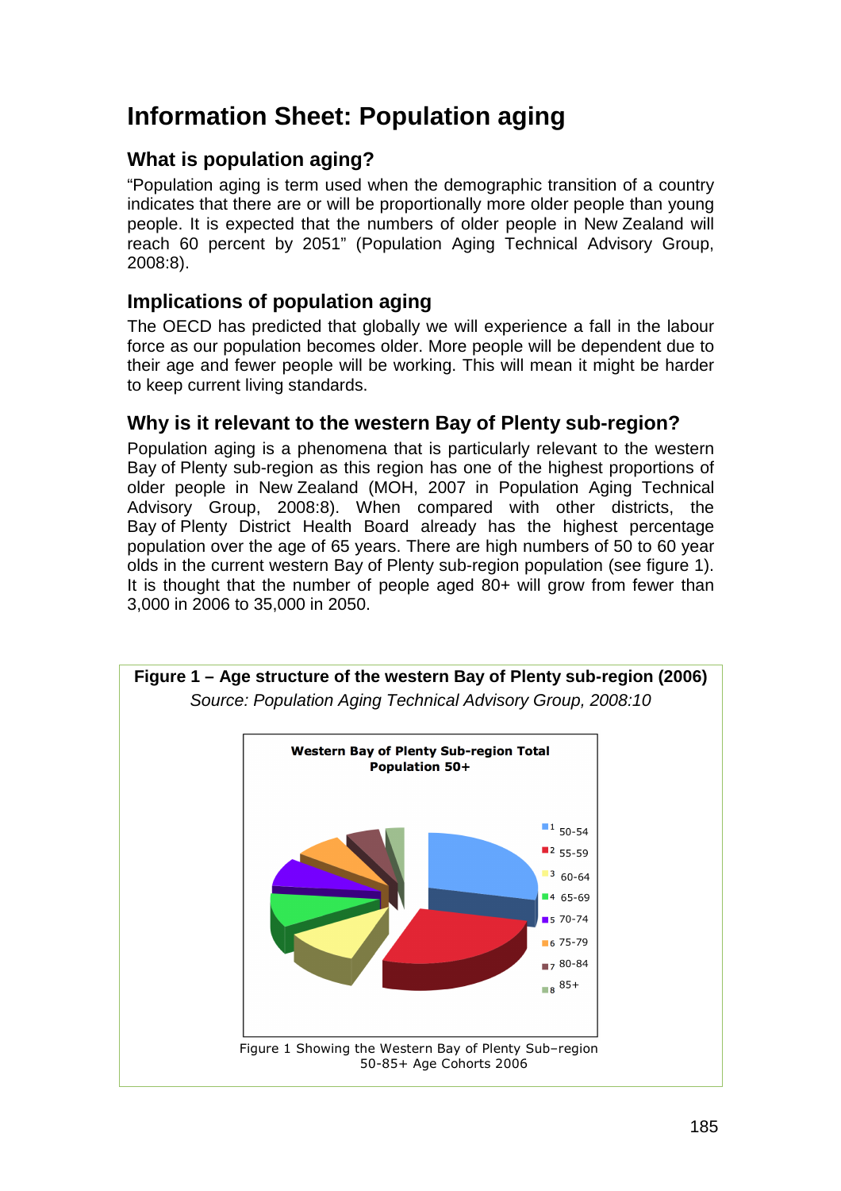# Information Sheet: Population aging

## What is population aging?

"Population aging is term used when the demographic transition of a country indicates that there are or will be proportionally more older people than young people. It is expected that the numbers of older people in New Zealand will reach 60 percent by 2051" (Population Aging Technical Advisory Group, 2008:8).

## Implications of population aging

The OECD has predicted that globally we will experience a fall in the labour force as our population becomes older. More people will be dependent due to their age and fewer people will be working. This will mean it might be harder to keep current living standards.

## Why is it relevant to the western Bay of Plenty sub-region?

Population aging is a phenomena that is particularly relevant to the western Bay of Plenty sub-region as this region has one of the highest proportions of older people in New Zealand (MOH, 2007 in Population Aging Technical Advisory Group, 2008:8). When compared with other districts, the Bay of Plenty District Health Board already has the highest percentage population over the age of 65 years. There are high numbers of 50 to 60 year olds in the current western Bay of Plenty sub-region population (see figure 1). It is thought that the number of people aged 80+ will grow from fewer than 3,000 in 2006 to 35,000 in 2050.

**Figure 1 – Age structure of the western Bay of Plenty sub-region (2006)**

*Source: Population Aging Technical Advisory Group, 2008:10*

**Western Bay of Plenty Sub-region Total Population 50+**

1 50-54
2 55-59
3 60-64
4 65-69
5 70-74
6 75-79
7 80-84
8 85+

Figure 1 Showing the Western Bay of Plenty Sub–region 50-85+ Age Cohorts 2006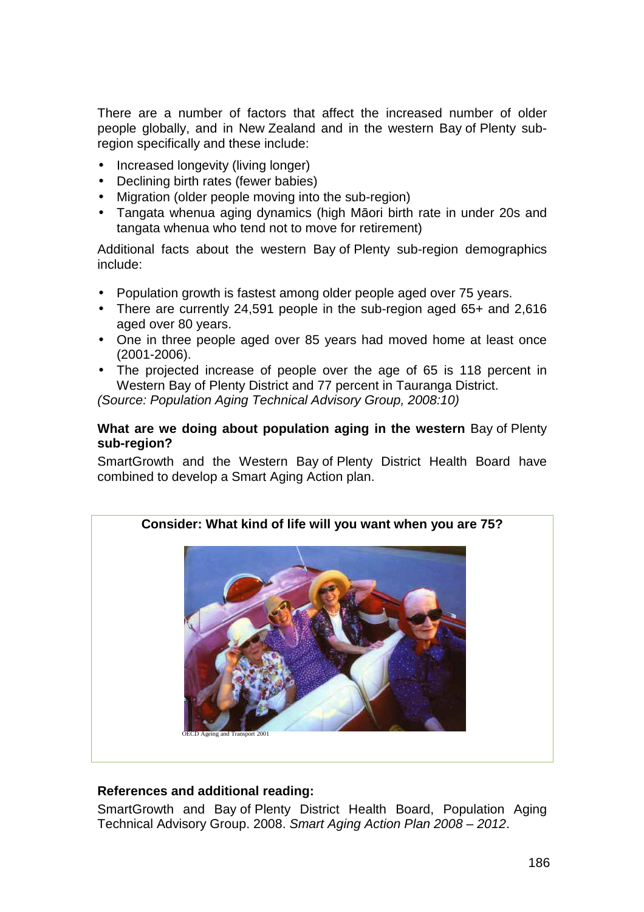There are a number of factors that affect the increased number of older people globally, and in New Zealand and in the western Bay of Plenty sub-region specifically and these include:

- Increased longevity (living longer)
- Declining birth rates (fewer babies)
- Migration (older people moving into the sub-region)
- Tangata whenua aging dynamics (high Māori birth rate in under 20s and tangata whenua who tend not to move for retirement)

Additional facts about the western Bay of Plenty sub-region demographics include:

- Population growth is fastest among older people aged over 75 years.
- There are currently 24,591 people in the sub-region aged 65+ and 2,616 aged over 80 years.
- One in three people aged over 85 years had moved home at least once (2001-2006).
- The projected increase of people over the age of 65 is 118 percent in Western Bay of Plenty District and 77 percent in Tauranga District.

*(Source: Population Aging Technical Advisory Group, 2008:10)*

**What are we doing about population aging in the western Bay of Plenty sub-region?**

SmartGrowth and the Western Bay of Plenty District Health Board have combined to develop a Smart Aging Action plan.

**Consider: What kind of life will you want when you are 75?**

OECD Ageing and Transport 2001

**References and additional reading:**

SmartGrowth and Bay of Plenty District Health Board, Population Aging Technical Advisory Group. 2008. *Smart Aging Action Plan 2008 – 2012*.